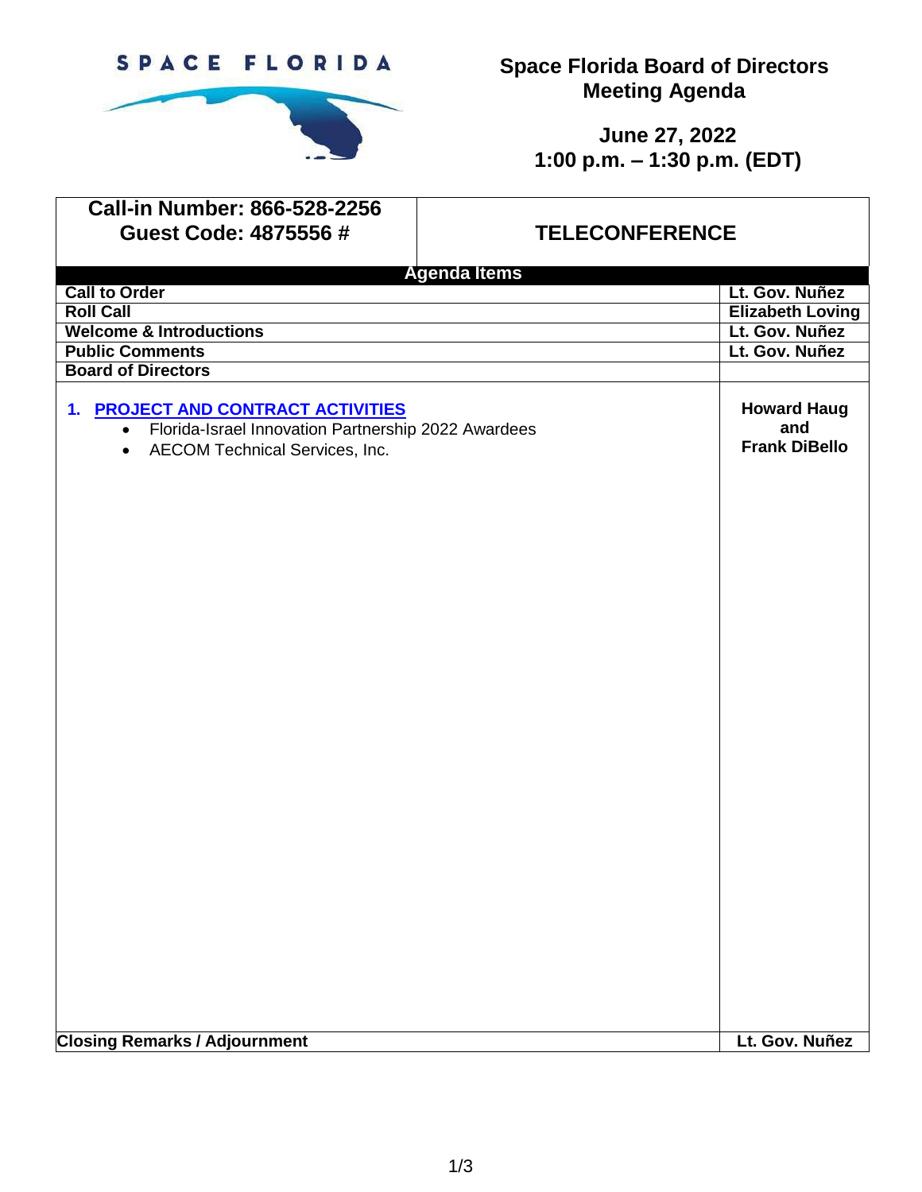SPACE FLORIDA

# Space Florida Board of Directors Meeting Agenda

**June 27, 2022**
**1:00 p.m. – 1:30 p.m. (EDT)**

| Call-in Number: 866-528-2256<br>Guest Code: 4875556 # | TELECONFERENCE |
|---|---|

| Agenda Items | |
|---|---|
| **Call to Order** | **Lt. Gov. Nuñez** |
| **Roll Call** | **Elizabeth Loving** |
| **Welcome & Introductions** | **Lt. Gov. Nuñez** |
| **Public Comments** | **Lt. Gov. Nuñez** |
| **Board of Directors** | |
| **1. PROJECT AND CONTRACT ACTIVITIES**<br>• Florida-Israel Innovation Partnership 2022 Awardees<br>• AECOM Technical Services, Inc. | **Howard Haug and Frank DiBello** |
| **Closing Remarks / Adjournment** | **Lt. Gov. Nuñez** |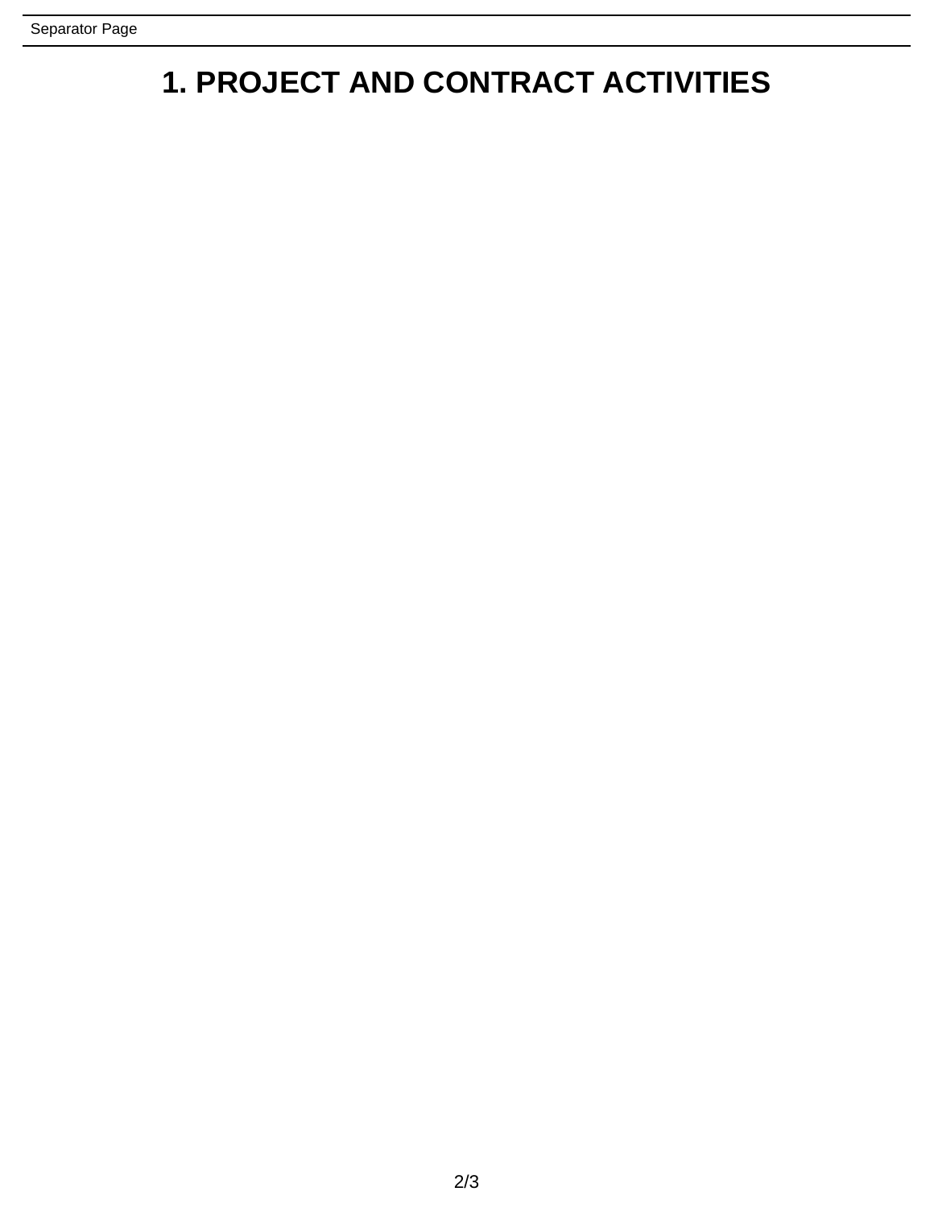Separator Page

# 1. PROJECT AND CONTRACT ACTIVITIES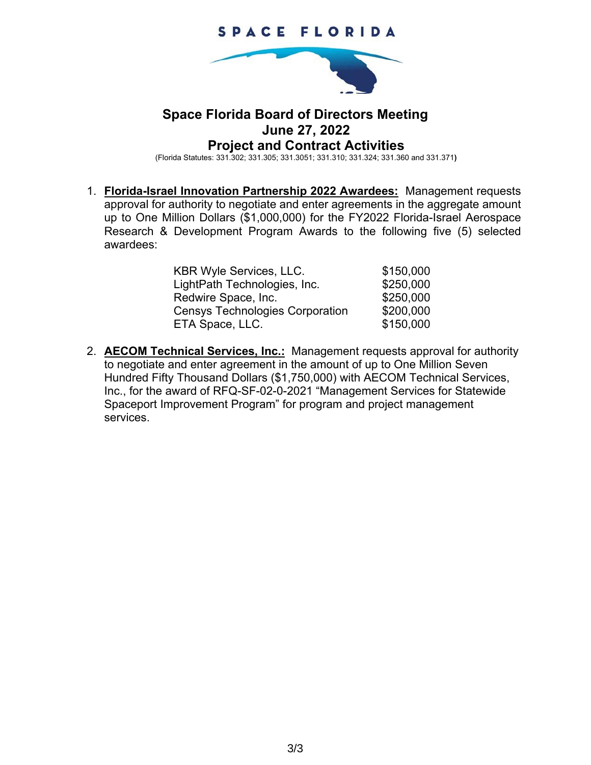SPACE FLORIDA

# Space Florida Board of Directors Meeting
# June 27, 2022
# Project and Contract Activities

(Florida Statutes: 331.302; 331.305; 331.3051; 331.310; 331.324; 331.360 and 331.371)

1. **Florida-Israel Innovation Partnership 2022 Awardees:** Management requests approval for authority to negotiate and enter agreements in the aggregate amount up to One Million Dollars ($1,000,000) for the FY2022 Florida-Israel Aerospace Research & Development Program Awards to the following five (5) selected awardees:

| | |
|---|---|
| KBR Wyle Services, LLC. | $150,000 |
| LightPath Technologies, Inc. | $250,000 |
| Redwire Space, Inc. | $250,000 |
| Censys Technologies Corporation | $200,000 |
| ETA Space, LLC. | $150,000 |

2. **AECOM Technical Services, Inc.:** Management requests approval for authority to negotiate and enter agreement in the amount of up to One Million Seven Hundred Fifty Thousand Dollars ($1,750,000) with AECOM Technical Services, Inc., for the award of RFQ-SF-02-0-2021 "Management Services for Statewide Spaceport Improvement Program" for program and project management services.